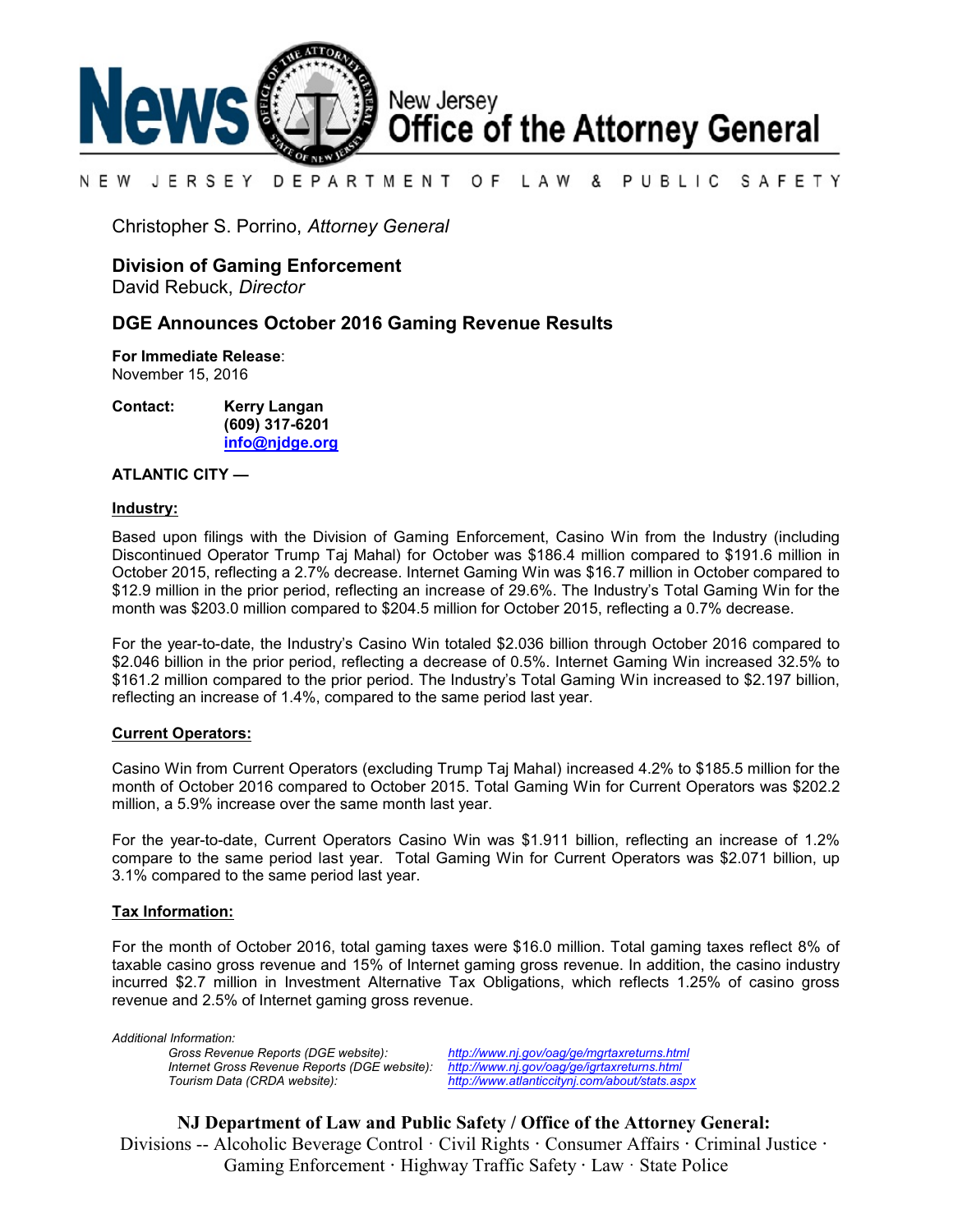News New Jersey Office of the Attorney General

NEW JERSEY DEPARTMENT OF LAW & PUBLIC SAFETY

Christopher S. Porrino, *Attorney General*

**Division of Gaming Enforcement**
David Rebuck, *Director*

## DGE Announces October 2016 Gaming Revenue Results

**For Immediate Release**:
November 15, 2016

**Contact:** **Kerry Langan**
**(609) 317-6201**
**info@njdge.org**

**ATLANTIC CITY —**

**Industry:**

Based upon filings with the Division of Gaming Enforcement, Casino Win from the Industry (including Discontinued Operator Trump Taj Mahal) for October was $186.4 million compared to $191.6 million in October 2015, reflecting a 2.7% decrease. Internet Gaming Win was $16.7 million in October compared to $12.9 million in the prior period, reflecting an increase of 29.6%. The Industry's Total Gaming Win for the month was $203.0 million compared to $204.5 million for October 2015, reflecting a 0.7% decrease.

For the year-to-date, the Industry's Casino Win totaled $2.036 billion through October 2016 compared to $2.046 billion in the prior period, reflecting a decrease of 0.5%. Internet Gaming Win increased 32.5% to $161.2 million compared to the prior period. The Industry's Total Gaming Win increased to $2.197 billion, reflecting an increase of 1.4%, compared to the same period last year.

**Current Operators:**

Casino Win from Current Operators (excluding Trump Taj Mahal) increased 4.2% to $185.5 million for the month of October 2016 compared to October 2015. Total Gaming Win for Current Operators was $202.2 million, a 5.9% increase over the same month last year.

For the year-to-date, Current Operators Casino Win was $1.911 billion, reflecting an increase of 1.2% compare to the same period last year. Total Gaming Win for Current Operators was $2.071 billion, up 3.1% compared to the same period last year.

**Tax Information:**

For the month of October 2016, total gaming taxes were $16.0 million. Total gaming taxes reflect 8% of taxable casino gross revenue and 15% of Internet gaming gross revenue. In addition, the casino industry incurred $2.7 million in Investment Alternative Tax Obligations, which reflects 1.25% of casino gross revenue and 2.5% of Internet gaming gross revenue.

*Additional Information:*

*Gross Revenue Reports (DGE website):* *http://www.nj.gov/oag/ge/mgrtaxreturns.html*
*Internet Gross Revenue Reports (DGE website):* *http://www.nj.gov/oag/ge/igrtaxreturns.html*
*Tourism Data (CRDA website):* *http://www.atlanticcitynj.com/about/stats.aspx*

**NJ Department of Law and Public Safety / Office of the Attorney General:**
Divisions -- Alcoholic Beverage Control · Civil Rights · Consumer Affairs · Criminal Justice · Gaming Enforcement · Highway Traffic Safety · Law · State Police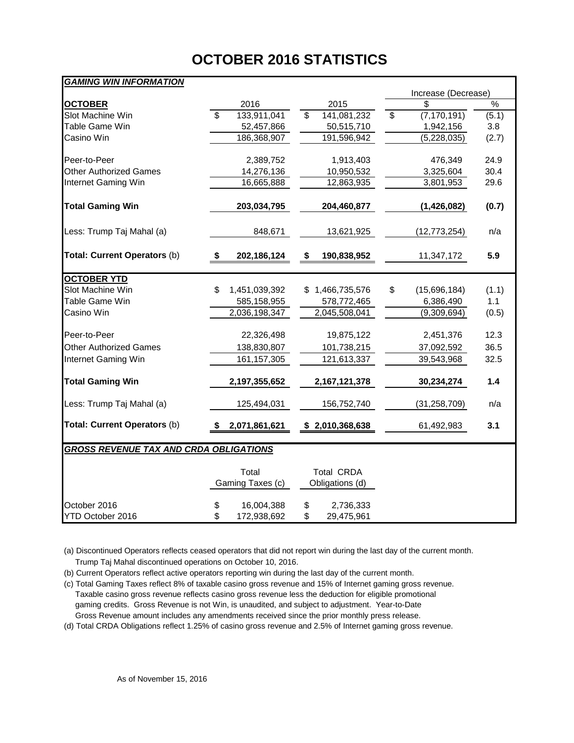# OCTOBER 2016 STATISTICS

| ***GAMING WIN INFORMATION*** | | | Increase (Decrease) | |
|---|---|---|---|---|
| **OCTOBER** | 2016 | 2015 | $ | % |
| Slot Machine Win | $ 133,911,041 | $ 141,081,232 | $ (7,170,191) | (5.1) |
| Table Game Win | 52,457,866 | 50,515,710 | 1,942,156 | 3.8 |
| Casino Win | 186,368,907 | 191,596,942 | (5,228,035) | (2.7) |
| Peer-to-Peer | 2,389,752 | 1,913,403 | 476,349 | 24.9 |
| Other Authorized Games | 14,276,136 | 10,950,532 | 3,325,604 | 30.4 |
| Internet Gaming Win | 16,665,888 | 12,863,935 | 3,801,953 | 29.6 |
| **Total Gaming Win** | **203,034,795** | **204,460,877** | **(1,426,082)** | **(0.7)** |
| Less: Trump Taj Mahal (a) | 848,671 | 13,621,925 | (12,773,254) | n/a |
| **Total: Current Operators** (b) | **$ 202,186,124** | **$ 190,838,952** | 11,347,172 | **5.9** |
| **OCTOBER YTD** | | | | |
| Slot Machine Win | $ 1,451,039,392 | $ 1,466,735,576 | $ (15,696,184) | (1.1) |
| Table Game Win | 585,158,955 | 578,772,465 | 6,386,490 | 1.1 |
| Casino Win | 2,036,198,347 | 2,045,508,041 | (9,309,694) | (0.5) |
| Peer-to-Peer | 22,326,498 | 19,875,122 | 2,451,376 | 12.3 |
| Other Authorized Games | 138,830,807 | 101,738,215 | 37,092,592 | 36.5 |
| Internet Gaming Win | 161,157,305 | 121,613,337 | 39,543,968 | 32.5 |
| **Total Gaming Win** | **2,197,355,652** | **2,167,121,378** | **30,234,274** | **1.4** |
| Less: Trump Taj Mahal (a) | 125,494,031 | 156,752,740 | (31,258,709) | n/a |
| **Total: Current Operators** (b) | **$ 2,071,861,621** | **$ 2,010,368,638** | 61,492,983 | **3.1** |

| ***GROSS REVENUE TAX AND CRDA OBLIGATIONS*** | Total Gaming Taxes (c) | Total CRDA Obligations (d) |
|---|---|---|
| October 2016 | $ 16,004,388 | $ 2,736,333 |
| YTD October 2016 | $ 172,938,692 | $ 29,475,961 |

(a) Discontinued Operators reflects ceased operators that did not report win during the last day of the current month. Trump Taj Mahal discontinued operations on October 10, 2016.

(b) Current Operators reflect active operators reporting win during the last day of the current month.

(c) Total Gaming Taxes reflect 8% of taxable casino gross revenue and 15% of Internet gaming gross revenue. Taxable casino gross revenue reflects casino gross revenue less the deduction for eligible promotional gaming credits. Gross Revenue is not Win, is unaudited, and subject to adjustment. Year-to-Date Gross Revenue amount includes any amendments received since the prior monthly press release.

(d) Total CRDA Obligations reflect 1.25% of casino gross revenue and 2.5% of Internet gaming gross revenue.

As of November 15, 2016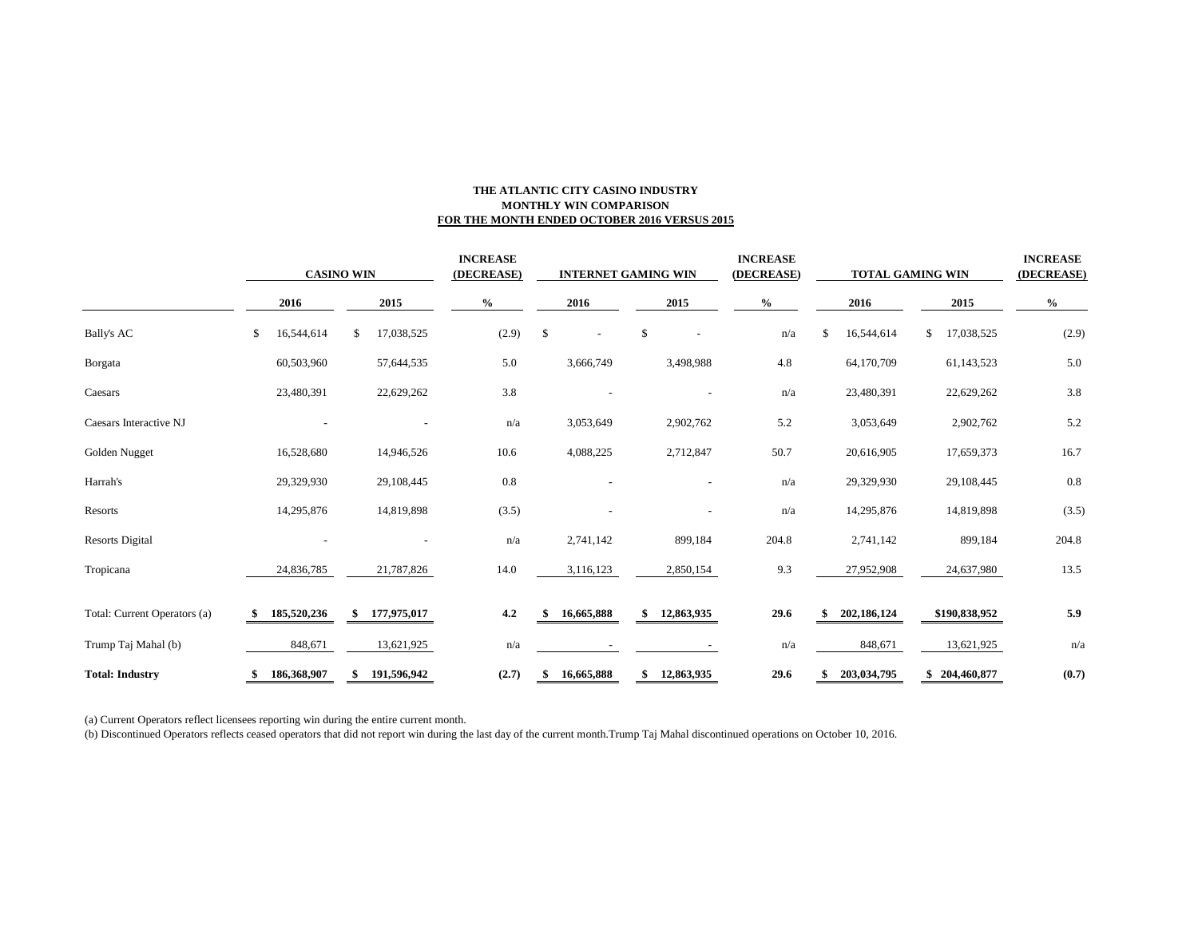**THE ATLANTIC CITY CASINO INDUSTRY**
**MONTHLY WIN COMPARISON**
**FOR THE MONTH ENDED OCTOBER 2016 VERSUS 2015**

| | CASINO WIN | | INCREASE (DECREASE) | INTERNET GAMING WIN | | INCREASE (DECREASE) | TOTAL GAMING WIN | | INCREASE (DECREASE) |
|---|---|---|---|---|---|---|---|---|---|
| | 2016 | 2015 | % | 2016 | 2015 | % | 2016 | 2015 | % |
| Bally's AC | $ 16,544,614 | $ 17,038,525 | (2.9) | $ - | $ - | n/a | $ 16,544,614 | $ 17,038,525 | (2.9) |
| Borgata | 60,503,960 | 57,644,535 | 5.0 | 3,666,749 | 3,498,988 | 4.8 | 64,170,709 | 61,143,523 | 5.0 |
| Caesars | 23,480,391 | 22,629,262 | 3.8 | - | - | n/a | 23,480,391 | 22,629,262 | 3.8 |
| Caesars Interactive NJ | - | - | n/a | 3,053,649 | 2,902,762 | 5.2 | 3,053,649 | 2,902,762 | 5.2 |
| Golden Nugget | 16,528,680 | 14,946,526 | 10.6 | 4,088,225 | 2,712,847 | 50.7 | 20,616,905 | 17,659,373 | 16.7 |
| Harrah's | 29,329,930 | 29,108,445 | 0.8 | - | - | n/a | 29,329,930 | 29,108,445 | 0.8 |
| Resorts | 14,295,876 | 14,819,898 | (3.5) | - | - | n/a | 14,295,876 | 14,819,898 | (3.5) |
| Resorts Digital | - | - | n/a | 2,741,142 | 899,184 | 204.8 | 2,741,142 | 899,184 | 204.8 |
| Tropicana | 24,836,785 | 21,787,826 | 14.0 | 3,116,123 | 2,850,154 | 9.3 | 27,952,908 | 24,637,980 | 13.5 |
| Total: Current Operators (a) | **$ 185,520,236** | **$ 177,975,017** | **4.2** | **$ 16,665,888** | **$ 12,863,935** | **29.6** | **$ 202,186,124** | **$190,838,952** | **5.9** |
| Trump Taj Mahal (b) | 848,671 | 13,621,925 | n/a | - | - | n/a | 848,671 | 13,621,925 | n/a |
| **Total: Industry** | **$ 186,368,907** | **$ 191,596,942** | **(2.7)** | **$ 16,665,888** | **$ 12,863,935** | **29.6** | **$ 203,034,795** | **$ 204,460,877** | **(0.7)** |

(a) Current Operators reflect licensees reporting win during the entire current month.
(b) Discontinued Operators reflects ceased operators that did not report win during the last day of the current month.Trump Taj Mahal discontinued operations on October 10, 2016.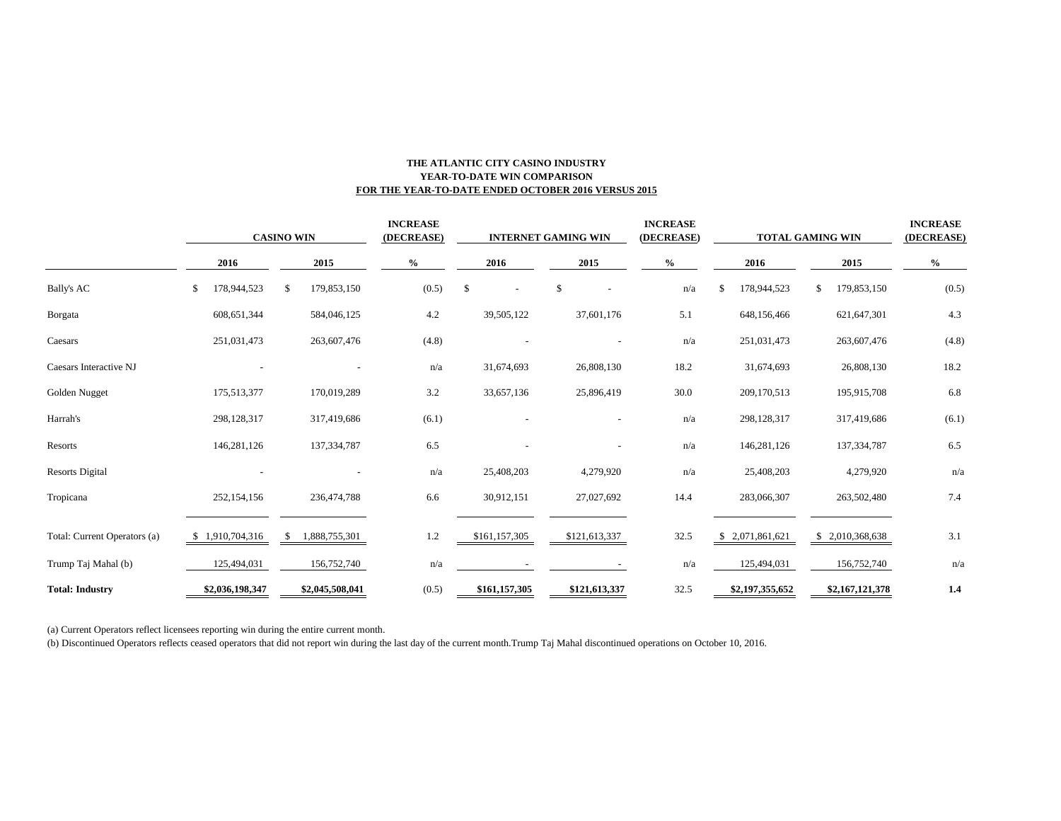**THE ATLANTIC CITY CASINO INDUSTRY**
**YEAR-TO-DATE WIN COMPARISON**
**FOR THE YEAR-TO-DATE ENDED OCTOBER 2016 VERSUS 2015**

| | CASINO WIN | | INCREASE (DECREASE) | INTERNET GAMING WIN | | INCREASE (DECREASE) | TOTAL GAMING WIN | | INCREASE (DECREASE) |
|---|---|---|---|---|---|---|---|---|---|
| | 2016 | 2015 | % | 2016 | 2015 | % | 2016 | 2015 | % |
| Bally's AC | $ 178,944,523 | $ 179,853,150 | (0.5) | $ - | $ - | n/a | $ 178,944,523 | $ 179,853,150 | (0.5) |
| Borgata | 608,651,344 | 584,046,125 | 4.2 | 39,505,122 | 37,601,176 | 5.1 | 648,156,466 | 621,647,301 | 4.3 |
| Caesars | 251,031,473 | 263,607,476 | (4.8) | - | - | n/a | 251,031,473 | 263,607,476 | (4.8) |
| Caesars Interactive NJ | - | - | n/a | 31,674,693 | 26,808,130 | 18.2 | 31,674,693 | 26,808,130 | 18.2 |
| Golden Nugget | 175,513,377 | 170,019,289 | 3.2 | 33,657,136 | 25,896,419 | 30.0 | 209,170,513 | 195,915,708 | 6.8 |
| Harrah's | 298,128,317 | 317,419,686 | (6.1) | - | - | n/a | 298,128,317 | 317,419,686 | (6.1) |
| Resorts | 146,281,126 | 137,334,787 | 6.5 | - | - | n/a | 146,281,126 | 137,334,787 | 6.5 |
| Resorts Digital | - | - | n/a | 25,408,203 | 4,279,920 | n/a | 25,408,203 | 4,279,920 | n/a |
| Tropicana | 252,154,156 | 236,474,788 | 6.6 | 30,912,151 | 27,027,692 | 14.4 | 283,066,307 | 263,502,480 | 7.4 |
| Total: Current Operators (a) | $ 1,910,704,316 | $ 1,888,755,301 | 1.2 | $161,157,305 | $121,613,337 | 32.5 | $ 2,071,861,621 | $ 2,010,368,638 | 3.1 |
| Trump Taj Mahal (b) | 125,494,031 | 156,752,740 | n/a | - | - | n/a | 125,494,031 | 156,752,740 | n/a |
| **Total: Industry** | **$2,036,198,347** | **$2,045,508,041** | (0.5) | **$161,157,305** | **$121,613,337** | 32.5 | **$2,197,355,652** | **$2,167,121,378** | **1.4** |

(a) Current Operators reflect licensees reporting win during the entire current month.

(b) Discontinued Operators reflects ceased operators that did not report win during the last day of the current month.Trump Taj Mahal discontinued operations on October 10, 2016.